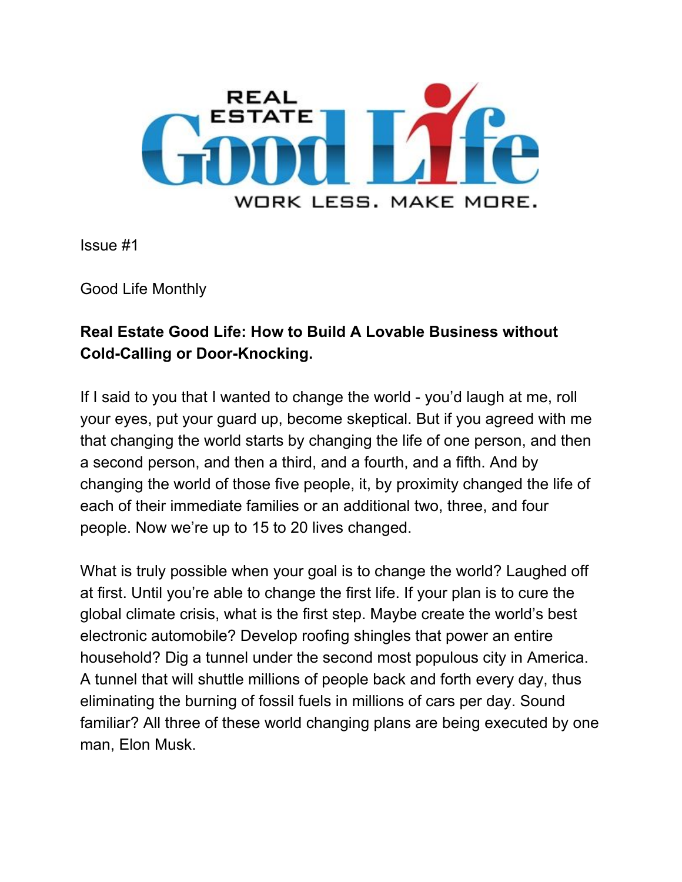REAL ESTATE

# Good Life

WORK LESS. MAKE MORE.

Issue #1

Good Life Monthly

**Real Estate Good Life: How to Build A Lovable Business without Cold-Calling or Door-Knocking.**

If I said to you that I wanted to change the world - you'd laugh at me, roll your eyes, put your guard up, become skeptical. But if you agreed with me that changing the world starts by changing the life of one person, and then a second person, and then a third, and a fourth, and a fifth. And by changing the world of those five people, it, by proximity changed the life of each of their immediate families or an additional two, three, and four people. Now we're up to 15 to 20 lives changed.

What is truly possible when your goal is to change the world? Laughed off at first. Until you're able to change the first life. If your plan is to cure the global climate crisis, what is the first step. Maybe create the world's best electronic automobile? Develop roofing shingles that power an entire household? Dig a tunnel under the second most populous city in America. A tunnel that will shuttle millions of people back and forth every day, thus eliminating the burning of fossil fuels in millions of cars per day. Sound familiar? All three of these world changing plans are being executed by one man, Elon Musk.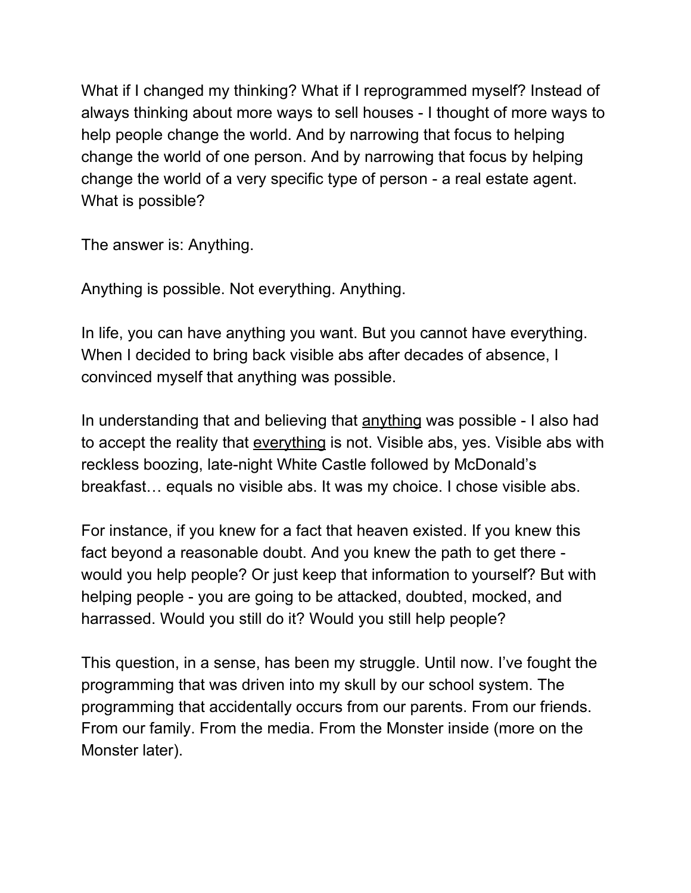What if I changed my thinking? What if I reprogrammed myself? Instead of always thinking about more ways to sell houses - I thought of more ways to help people change the world. And by narrowing that focus to helping change the world of one person. And by narrowing that focus by helping change the world of a very specific type of person - a real estate agent. What is possible?

The answer is: Anything.

Anything is possible. Not everything. Anything.

In life, you can have anything you want. But you cannot have everything. When I decided to bring back visible abs after decades of absence, I convinced myself that anything was possible.

In understanding that and believing that <u>anything</u> was possible - I also had to accept the reality that <u>everything</u> is not. Visible abs, yes. Visible abs with reckless boozing, late-night White Castle followed by McDonald's breakfast… equals no visible abs. It was my choice. I chose visible abs.

For instance, if you knew for a fact that heaven existed. If you knew this fact beyond a reasonable doubt. And you knew the path to get there - would you help people? Or just keep that information to yourself? But with helping people - you are going to be attacked, doubted, mocked, and harrassed. Would you still do it? Would you still help people?

This question, in a sense, has been my struggle. Until now. I've fought the programming that was driven into my skull by our school system. The programming that accidentally occurs from our parents. From our friends. From our family. From the media. From the Monster inside (more on the Monster later).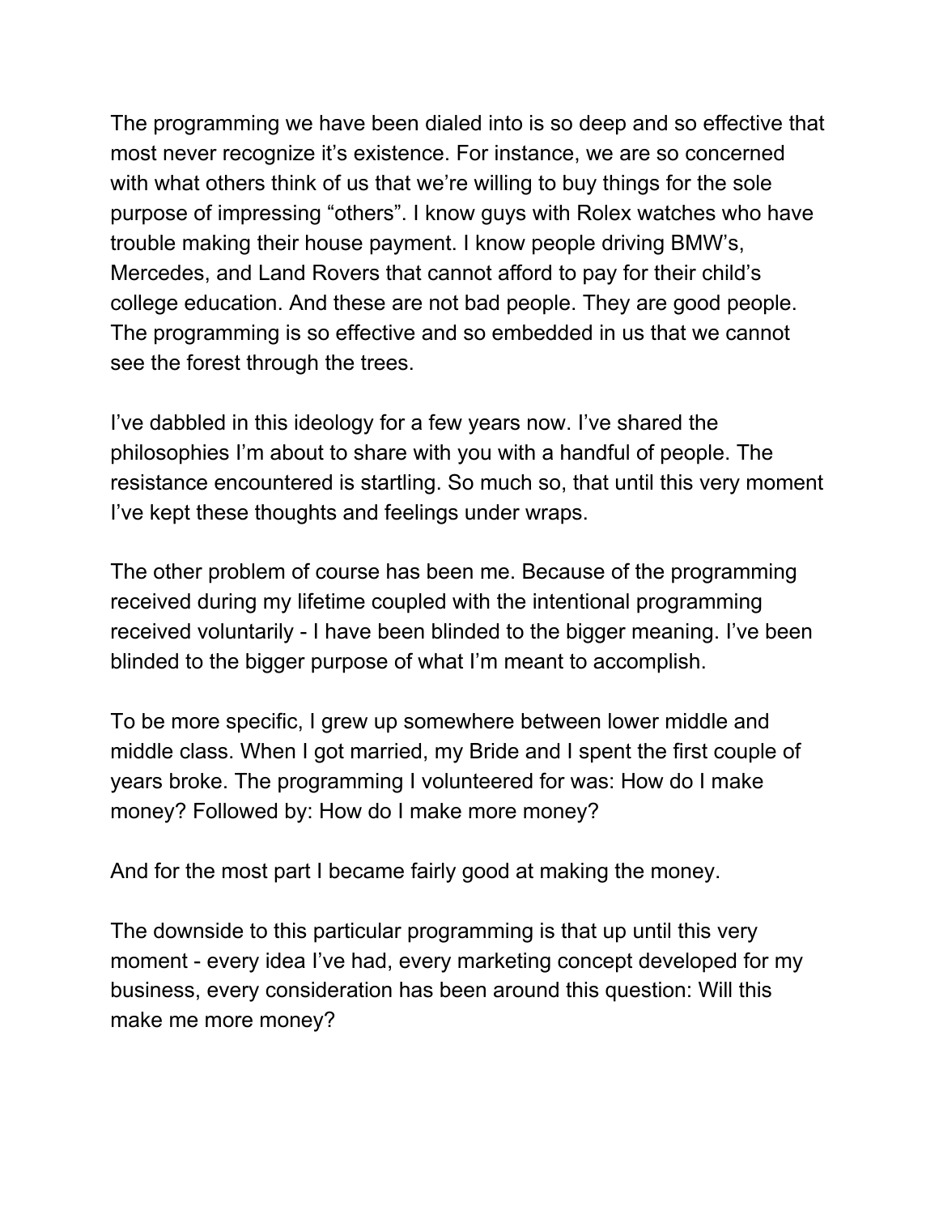The programming we have been dialed into is so deep and so effective that most never recognize it's existence. For instance, we are so concerned with what others think of us that we're willing to buy things for the sole purpose of impressing "others". I know guys with Rolex watches who have trouble making their house payment. I know people driving BMW's, Mercedes, and Land Rovers that cannot afford to pay for their child's college education. And these are not bad people. They are good people. The programming is so effective and so embedded in us that we cannot see the forest through the trees.

I've dabbled in this ideology for a few years now. I've shared the philosophies I'm about to share with you with a handful of people. The resistance encountered is startling. So much so, that until this very moment I've kept these thoughts and feelings under wraps.

The other problem of course has been me. Because of the programming received during my lifetime coupled with the intentional programming received voluntarily - I have been blinded to the bigger meaning. I've been blinded to the bigger purpose of what I'm meant to accomplish.

To be more specific, I grew up somewhere between lower middle and middle class. When I got married, my Bride and I spent the first couple of years broke. The programming I volunteered for was: How do I make money? Followed by: How do I make more money?

And for the most part I became fairly good at making the money.

The downside to this particular programming is that up until this very moment - every idea I've had, every marketing concept developed for my business, every consideration has been around this question: Will this make me more money?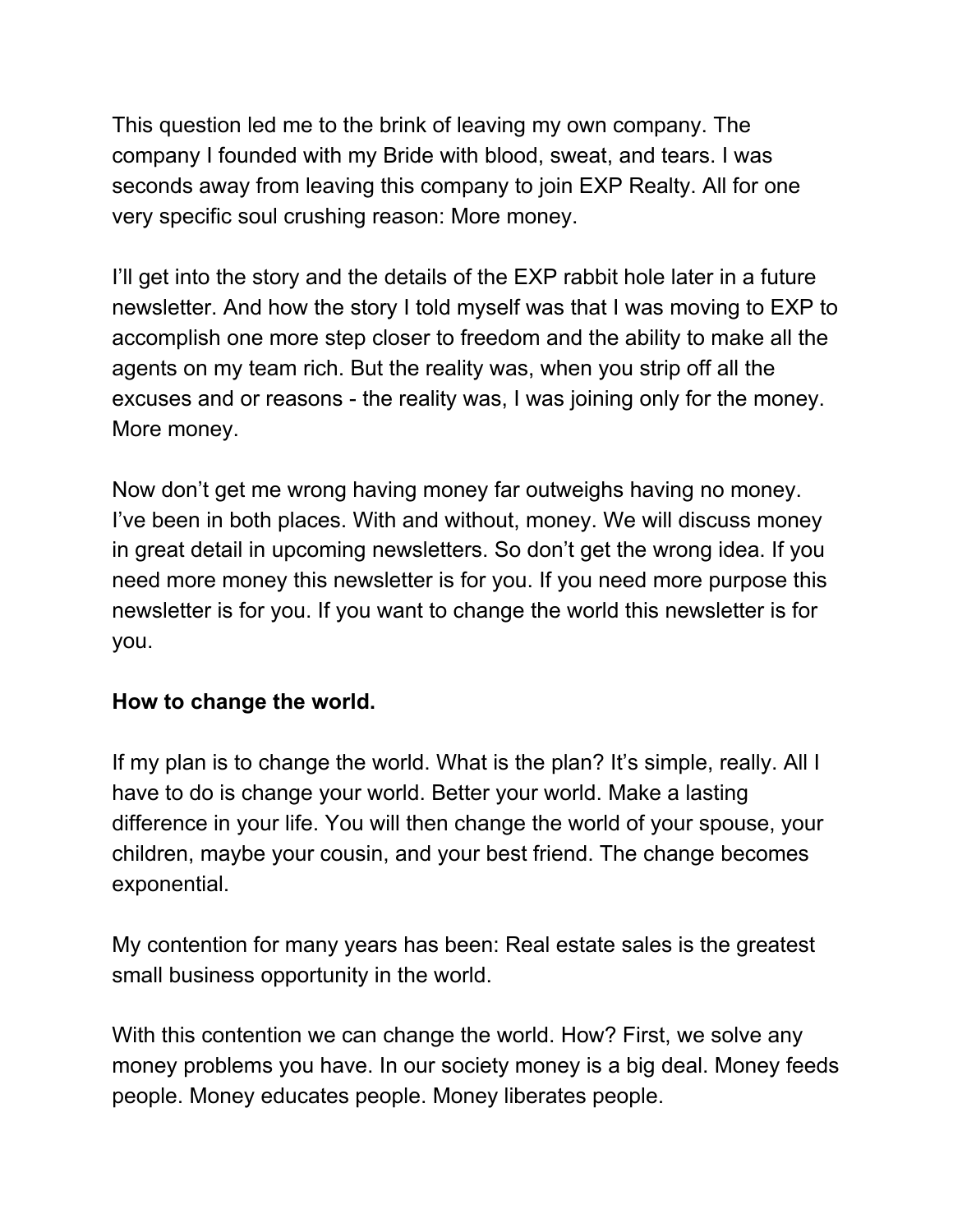This question led me to the brink of leaving my own company. The company I founded with my Bride with blood, sweat, and tears. I was seconds away from leaving this company to join EXP Realty. All for one very specific soul crushing reason: More money.

I'll get into the story and the details of the EXP rabbit hole later in a future newsletter. And how the story I told myself was that I was moving to EXP to accomplish one more step closer to freedom and the ability to make all the agents on my team rich. But the reality was, when you strip off all the excuses and or reasons - the reality was, I was joining only for the money. More money.

Now don't get me wrong having money far outweighs having no money. I've been in both places. With and without, money. We will discuss money in great detail in upcoming newsletters. So don't get the wrong idea. If you need more money this newsletter is for you. If you need more purpose this newsletter is for you. If you want to change the world this newsletter is for you.

**How to change the world.**

If my plan is to change the world. What is the plan? It's simple, really. All I have to do is change your world. Better your world. Make a lasting difference in your life. You will then change the world of your spouse, your children, maybe your cousin, and your best friend. The change becomes exponential.

My contention for many years has been: Real estate sales is the greatest small business opportunity in the world.

With this contention we can change the world. How? First, we solve any money problems you have. In our society money is a big deal. Money feeds people. Money educates people. Money liberates people.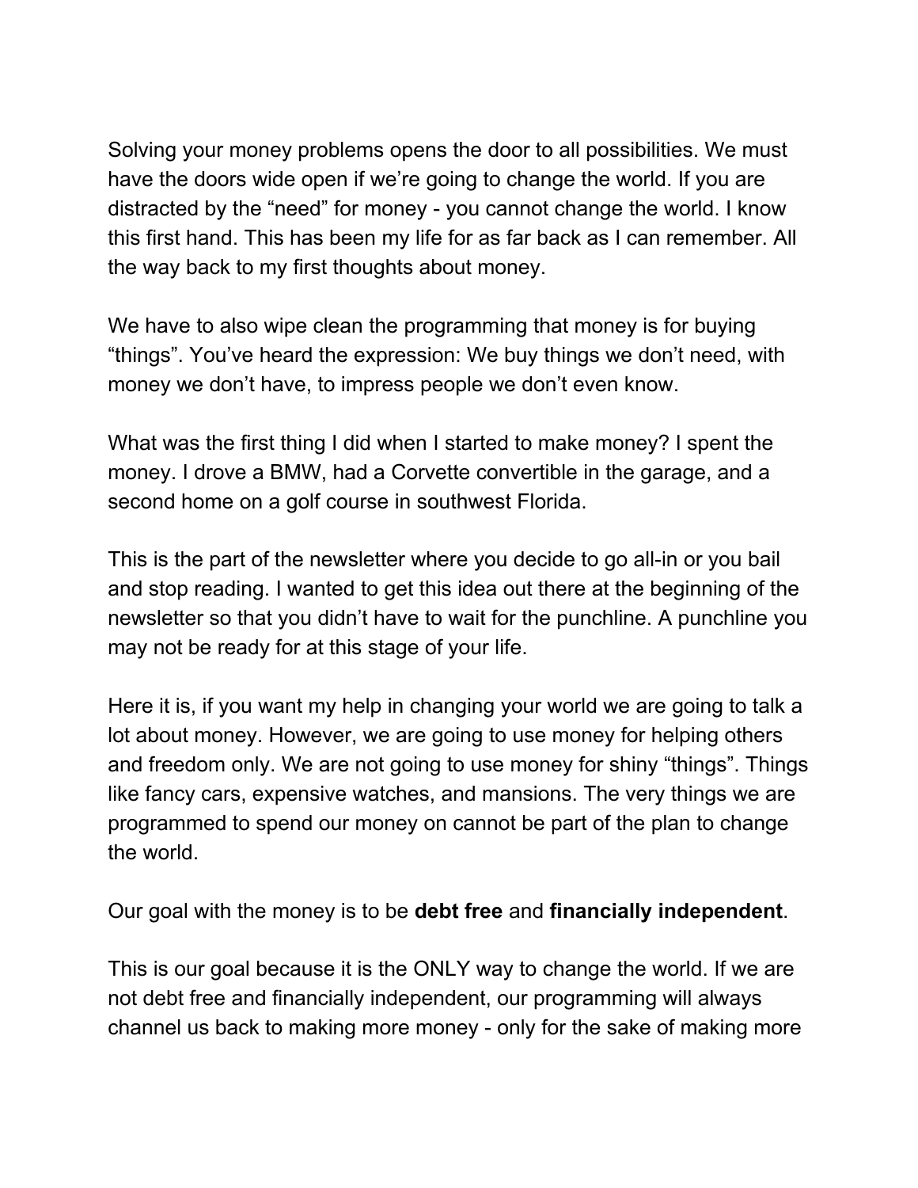Solving your money problems opens the door to all possibilities. We must have the doors wide open if we're going to change the world. If you are distracted by the "need" for money - you cannot change the world. I know this first hand. This has been my life for as far back as I can remember. All the way back to my first thoughts about money.

We have to also wipe clean the programming that money is for buying "things". You've heard the expression: We buy things we don't need, with money we don't have, to impress people we don't even know.

What was the first thing I did when I started to make money? I spent the money. I drove a BMW, had a Corvette convertible in the garage, and a second home on a golf course in southwest Florida.

This is the part of the newsletter where you decide to go all-in or you bail and stop reading. I wanted to get this idea out there at the beginning of the newsletter so that you didn't have to wait for the punchline. A punchline you may not be ready for at this stage of your life.

Here it is, if you want my help in changing your world we are going to talk a lot about money. However, we are going to use money for helping others and freedom only. We are not going to use money for shiny "things". Things like fancy cars, expensive watches, and mansions. The very things we are programmed to spend our money on cannot be part of the plan to change the world.

Our goal with the money is to be **debt free** and **financially independent**.

This is our goal because it is the ONLY way to change the world. If we are not debt free and financially independent, our programming will always channel us back to making more money - only for the sake of making more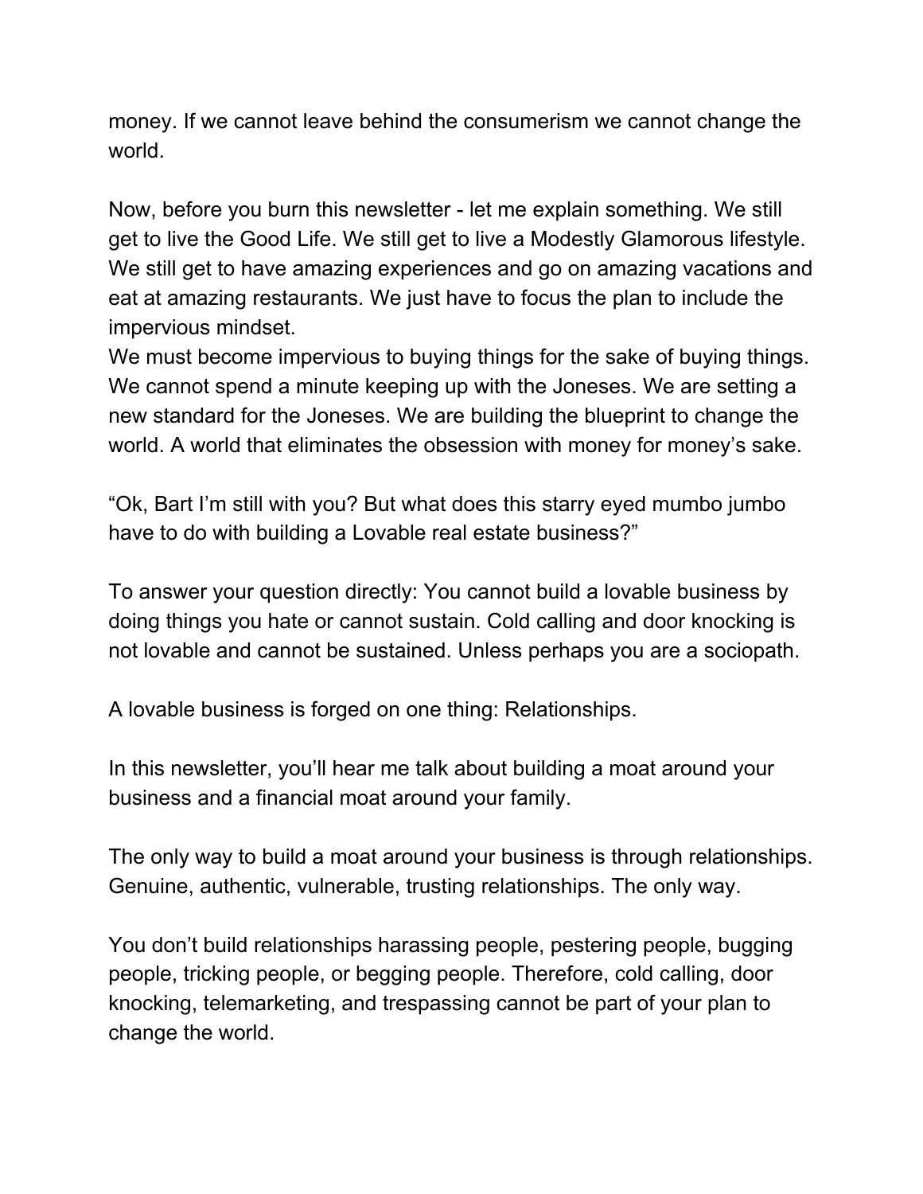money. If we cannot leave behind the consumerism we cannot change the world.

Now, before you burn this newsletter - let me explain something. We still get to live the Good Life. We still get to live a Modestly Glamorous lifestyle. We still get to have amazing experiences and go on amazing vacations and eat at amazing restaurants. We just have to focus the plan to include the impervious mindset.
We must become impervious to buying things for the sake of buying things. We cannot spend a minute keeping up with the Joneses. We are setting a new standard for the Joneses. We are building the blueprint to change the world. A world that eliminates the obsession with money for money's sake.

"Ok, Bart I'm still with you? But what does this starry eyed mumbo jumbo have to do with building a Lovable real estate business?"

To answer your question directly: You cannot build a lovable business by doing things you hate or cannot sustain. Cold calling and door knocking is not lovable and cannot be sustained. Unless perhaps you are a sociopath.

A lovable business is forged on one thing: Relationships.

In this newsletter, you'll hear me talk about building a moat around your business and a financial moat around your family.

The only way to build a moat around your business is through relationships. Genuine, authentic, vulnerable, trusting relationships. The only way.

You don't build relationships harassing people, pestering people, bugging people, tricking people, or begging people. Therefore, cold calling, door knocking, telemarketing, and trespassing cannot be part of your plan to change the world.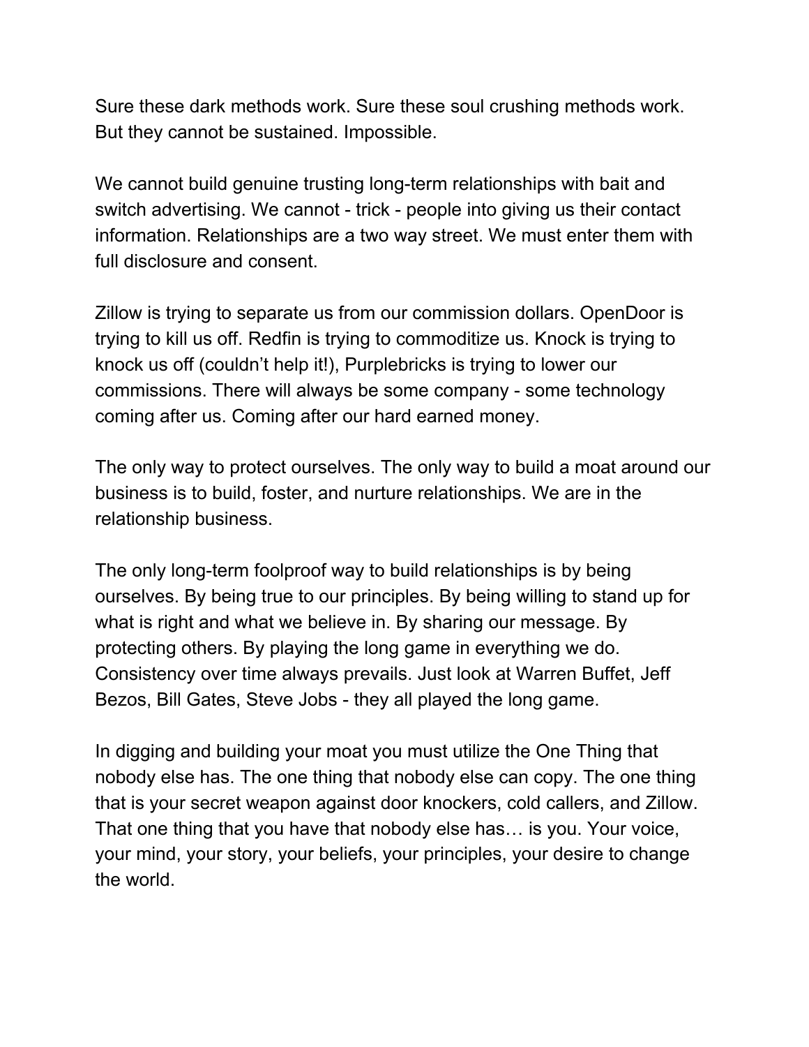Sure these dark methods work. Sure these soul crushing methods work. But they cannot be sustained. Impossible.

We cannot build genuine trusting long-term relationships with bait and switch advertising. We cannot - trick - people into giving us their contact information. Relationships are a two way street. We must enter them with full disclosure and consent.

Zillow is trying to separate us from our commission dollars. OpenDoor is trying to kill us off. Redfin is trying to commoditize us. Knock is trying to knock us off (couldn't help it!), Purplebricks is trying to lower our commissions. There will always be some company - some technology coming after us. Coming after our hard earned money.

The only way to protect ourselves. The only way to build a moat around our business is to build, foster, and nurture relationships. We are in the relationship business.

The only long-term foolproof way to build relationships is by being ourselves. By being true to our principles. By being willing to stand up for what is right and what we believe in. By sharing our message. By protecting others. By playing the long game in everything we do. Consistency over time always prevails. Just look at Warren Buffet, Jeff Bezos, Bill Gates, Steve Jobs - they all played the long game.

In digging and building your moat you must utilize the One Thing that nobody else has. The one thing that nobody else can copy. The one thing that is your secret weapon against door knockers, cold callers, and Zillow. That one thing that you have that nobody else has… is you. Your voice, your mind, your story, your beliefs, your principles, your desire to change the world.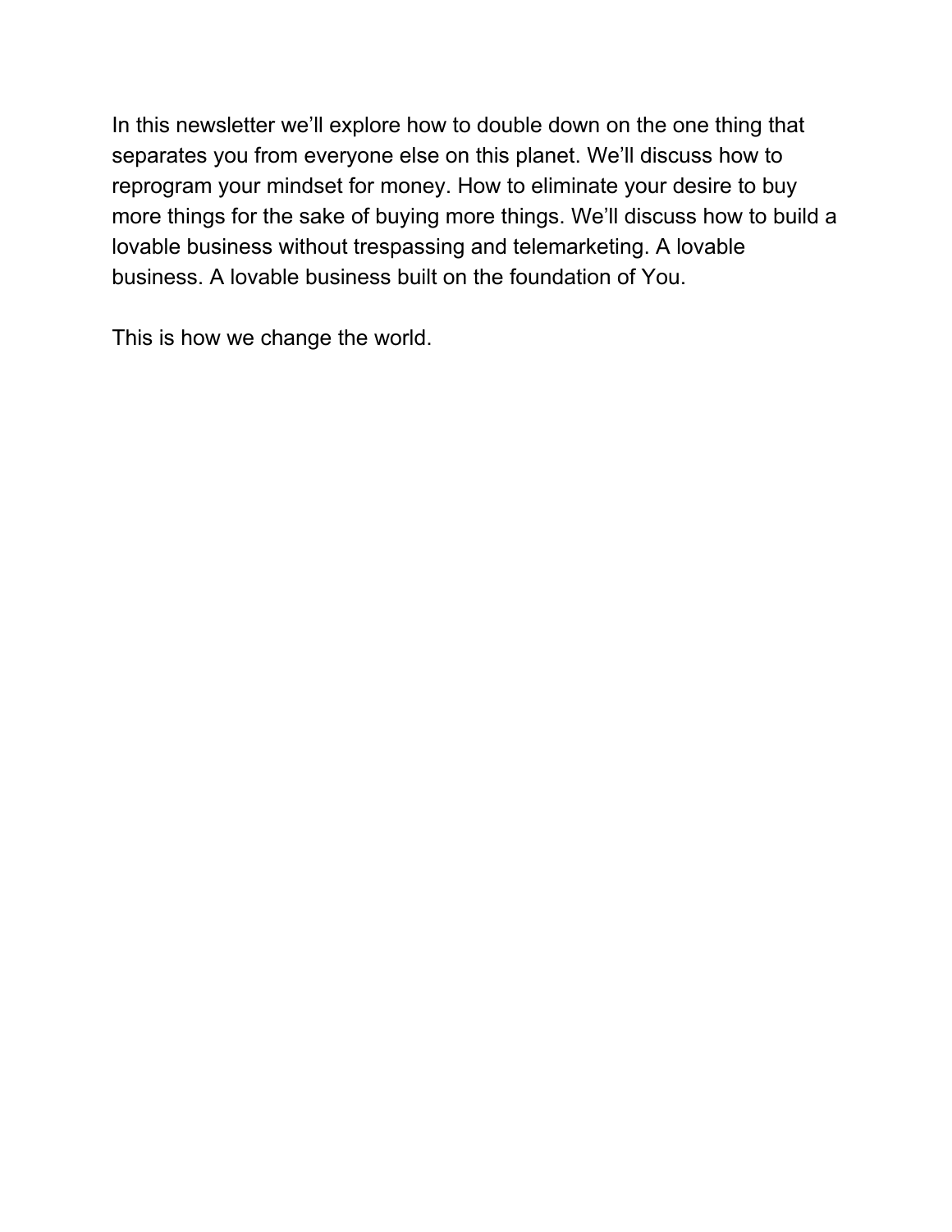In this newsletter we'll explore how to double down on the one thing that separates you from everyone else on this planet. We'll discuss how to reprogram your mindset for money. How to eliminate your desire to buy more things for the sake of buying more things. We'll discuss how to build a lovable business without trespassing and telemarketing. A lovable business. A lovable business built on the foundation of You.

This is how we change the world.